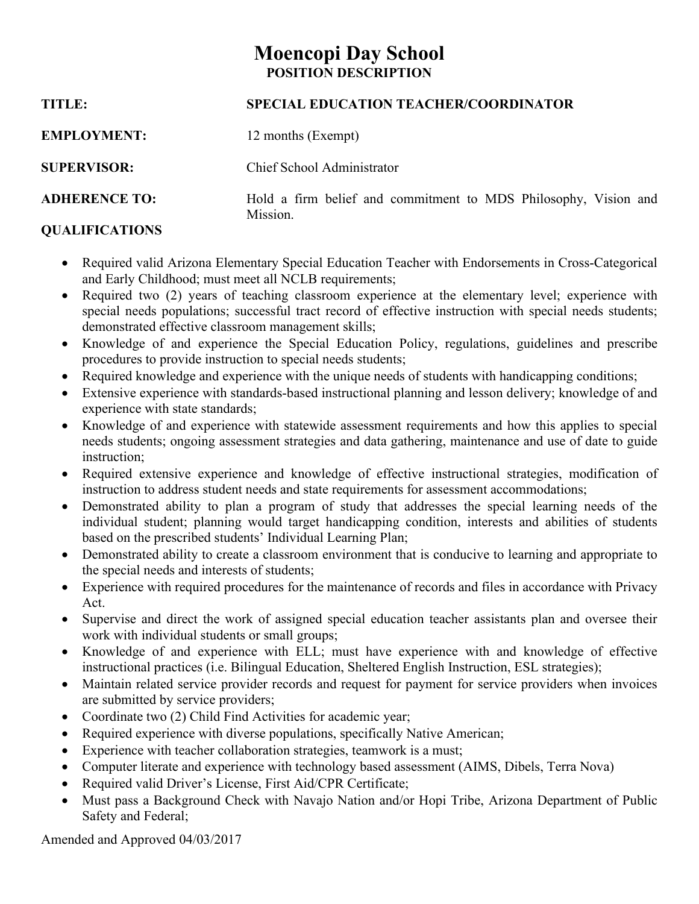# Moencopi Day School

## POSITION DESCRIPTION

**TITLE:** **SPECIAL EDUCATION TEACHER/COORDINATOR**

**EMPLOYMENT:** 12 months (Exempt)

**SUPERVISOR:** Chief School Administrator

**ADHERENCE TO:** Hold a firm belief and commitment to MDS Philosophy, Vision and Mission.

**QUALIFICATIONS**

- Required valid Arizona Elementary Special Education Teacher with Endorsements in Cross-Categorical and Early Childhood; must meet all NCLB requirements;
- Required two (2) years of teaching classroom experience at the elementary level; experience with special needs populations; successful tract record of effective instruction with special needs students; demonstrated effective classroom management skills;
- Knowledge of and experience the Special Education Policy, regulations, guidelines and prescribe procedures to provide instruction to special needs students;
- Required knowledge and experience with the unique needs of students with handicapping conditions;
- Extensive experience with standards-based instructional planning and lesson delivery; knowledge of and experience with state standards;
- Knowledge of and experience with statewide assessment requirements and how this applies to special needs students; ongoing assessment strategies and data gathering, maintenance and use of date to guide instruction;
- Required extensive experience and knowledge of effective instructional strategies, modification of instruction to address student needs and state requirements for assessment accommodations;
- Demonstrated ability to plan a program of study that addresses the special learning needs of the individual student; planning would target handicapping condition, interests and abilities of students based on the prescribed students' Individual Learning Plan;
- Demonstrated ability to create a classroom environment that is conducive to learning and appropriate to the special needs and interests of students;
- Experience with required procedures for the maintenance of records and files in accordance with Privacy Act.
- Supervise and direct the work of assigned special education teacher assistants plan and oversee their work with individual students or small groups;
- Knowledge of and experience with ELL; must have experience with and knowledge of effective instructional practices (i.e. Bilingual Education, Sheltered English Instruction, ESL strategies);
- Maintain related service provider records and request for payment for service providers when invoices are submitted by service providers;
- Coordinate two (2) Child Find Activities for academic year;
- Required experience with diverse populations, specifically Native American;
- Experience with teacher collaboration strategies, teamwork is a must;
- Computer literate and experience with technology based assessment (AIMS, Dibels, Terra Nova)
- Required valid Driver's License, First Aid/CPR Certificate;
- Must pass a Background Check with Navajo Nation and/or Hopi Tribe, Arizona Department of Public Safety and Federal;

Amended and Approved 04/03/2017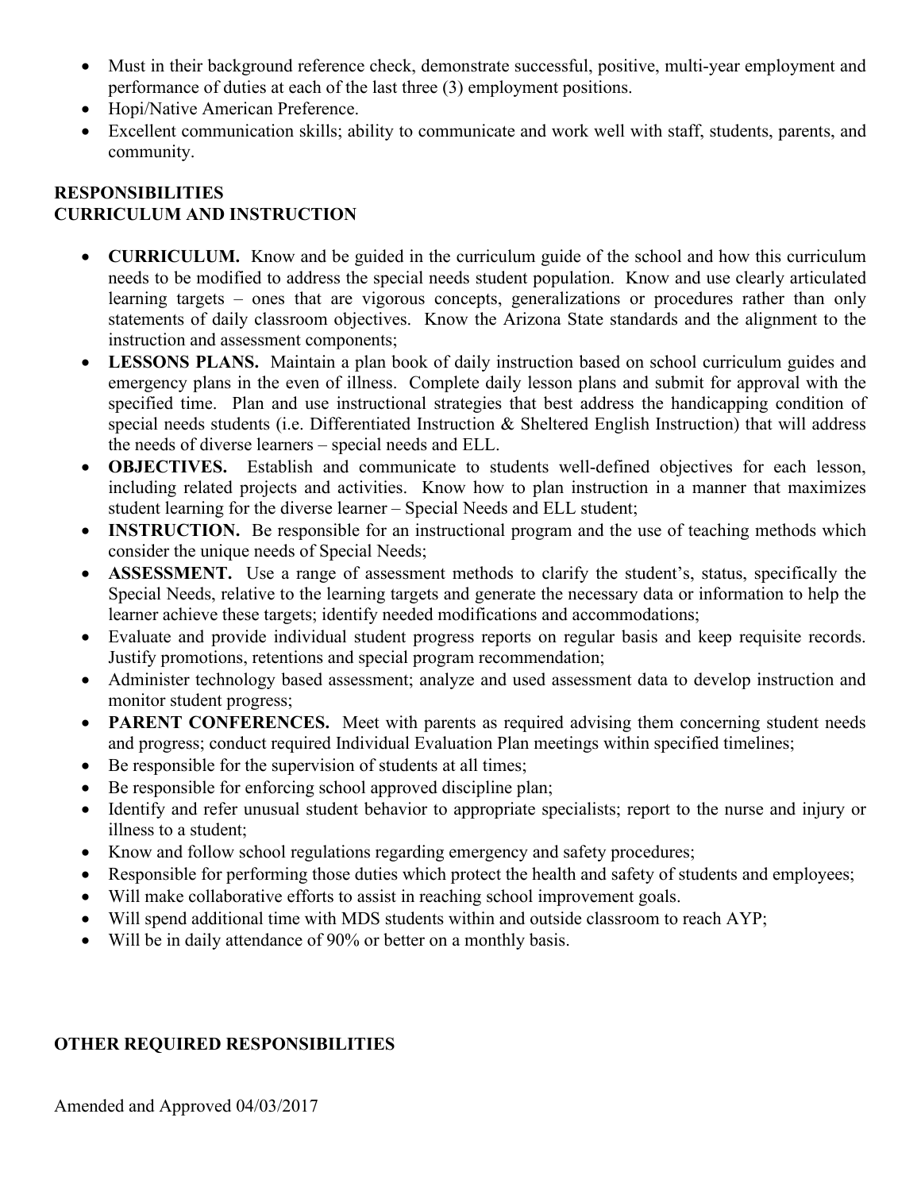- Must in their background reference check, demonstrate successful, positive, multi-year employment and performance of duties at each of the last three (3) employment positions.
- Hopi/Native American Preference.
- Excellent communication skills; ability to communicate and work well with staff, students, parents, and community.

**RESPONSIBILITIES**
**CURRICULUM AND INSTRUCTION**

- **CURRICULUM.** Know and be guided in the curriculum guide of the school and how this curriculum needs to be modified to address the special needs student population. Know and use clearly articulated learning targets – ones that are vigorous concepts, generalizations or procedures rather than only statements of daily classroom objectives. Know the Arizona State standards and the alignment to the instruction and assessment components;
- **LESSONS PLANS.** Maintain a plan book of daily instruction based on school curriculum guides and emergency plans in the even of illness. Complete daily lesson plans and submit for approval with the specified time. Plan and use instructional strategies that best address the handicapping condition of special needs students (i.e. Differentiated Instruction & Sheltered English Instruction) that will address the needs of diverse learners – special needs and ELL.
- **OBJECTIVES.** Establish and communicate to students well-defined objectives for each lesson, including related projects and activities. Know how to plan instruction in a manner that maximizes student learning for the diverse learner – Special Needs and ELL student;
- **INSTRUCTION.** Be responsible for an instructional program and the use of teaching methods which consider the unique needs of Special Needs;
- **ASSESSMENT.** Use a range of assessment methods to clarify the student's, status, specifically the Special Needs, relative to the learning targets and generate the necessary data or information to help the learner achieve these targets; identify needed modifications and accommodations;
- Evaluate and provide individual student progress reports on regular basis and keep requisite records. Justify promotions, retentions and special program recommendation;
- Administer technology based assessment; analyze and used assessment data to develop instruction and monitor student progress;
- **PARENT CONFERENCES.** Meet with parents as required advising them concerning student needs and progress; conduct required Individual Evaluation Plan meetings within specified timelines;
- Be responsible for the supervision of students at all times;
- Be responsible for enforcing school approved discipline plan;
- Identify and refer unusual student behavior to appropriate specialists; report to the nurse and injury or illness to a student;
- Know and follow school regulations regarding emergency and safety procedures;
- Responsible for performing those duties which protect the health and safety of students and employees;
- Will make collaborative efforts to assist in reaching school improvement goals.
- Will spend additional time with MDS students within and outside classroom to reach AYP;
- Will be in daily attendance of 90% or better on a monthly basis.

**OTHER REQUIRED RESPONSIBILITIES**

Amended and Approved 04/03/2017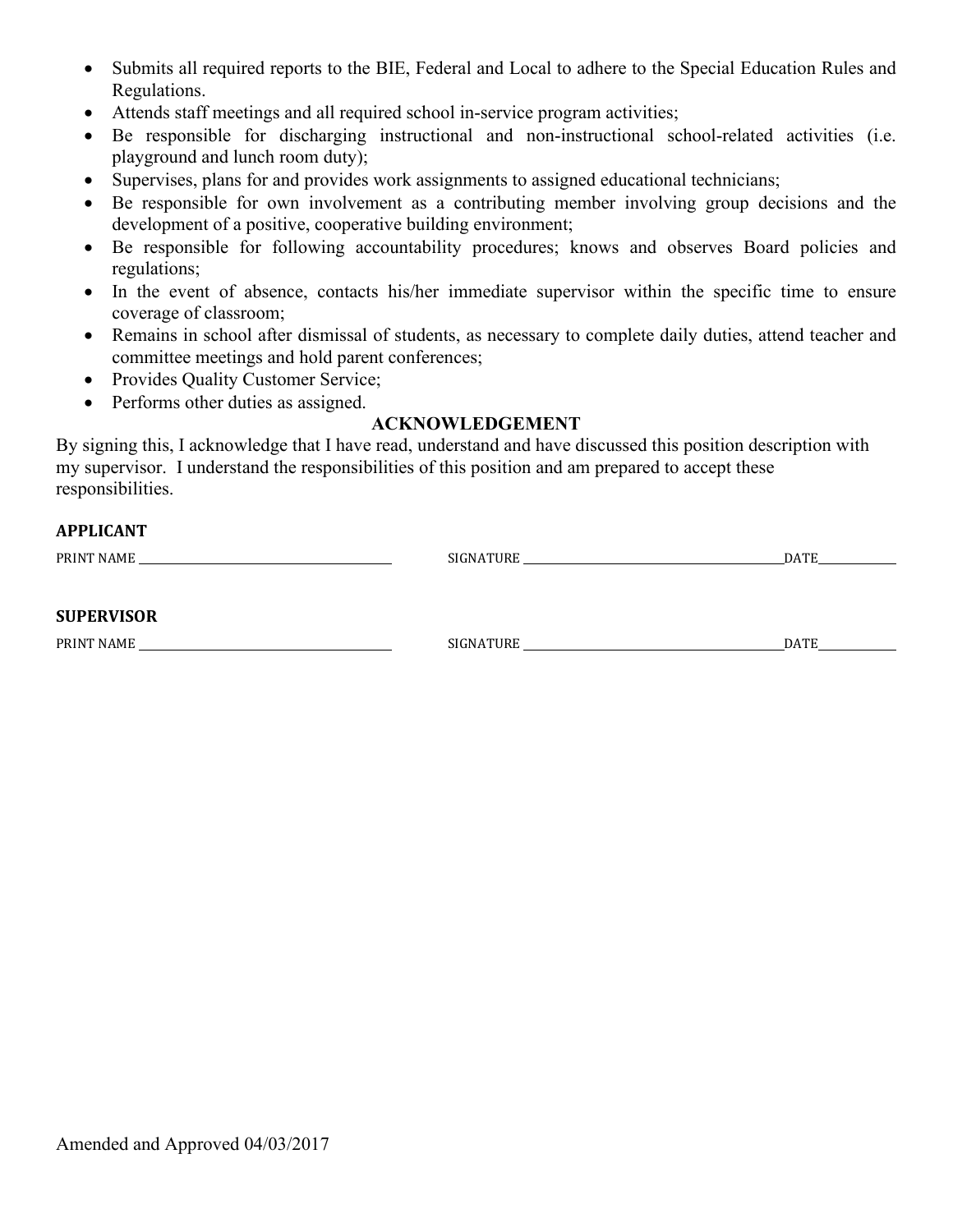- Submits all required reports to the BIE, Federal and Local to adhere to the Special Education Rules and Regulations.
- Attends staff meetings and all required school in-service program activities;
- Be responsible for discharging instructional and non-instructional school-related activities (i.e. playground and lunch room duty);
- Supervises, plans for and provides work assignments to assigned educational technicians;
- Be responsible for own involvement as a contributing member involving group decisions and the development of a positive, cooperative building environment;
- Be responsible for following accountability procedures; knows and observes Board policies and regulations;
- In the event of absence, contacts his/her immediate supervisor within the specific time to ensure coverage of classroom;
- Remains in school after dismissal of students, as necessary to complete daily duties, attend teacher and committee meetings and hold parent conferences;
- Provides Quality Customer Service;
- Performs other duties as assigned.

## ACKNOWLEDGEMENT

By signing this, I acknowledge that I have read, understand and have discussed this position description with my supervisor. I understand the responsibilities of this position and am prepared to accept these responsibilities.

**APPLICANT**

PRINT NAME ____________________ SIGNATURE ____________________ DATE__________

**SUPERVISOR**

PRINT NAME ____________________ SIGNATURE ____________________ DATE__________

Amended and Approved 04/03/2017